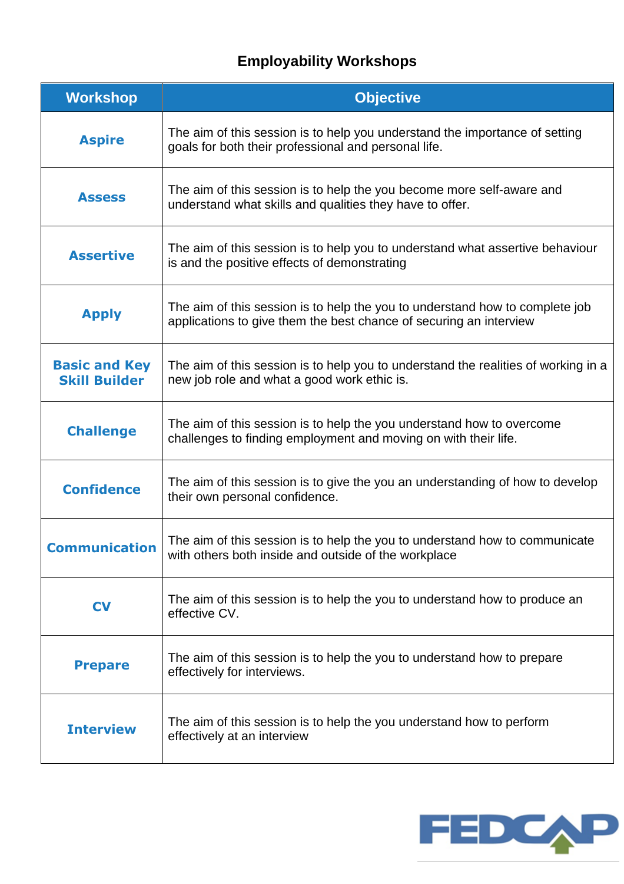# Employability Workshops

| Workshop | Objective |
|---|---|
| **Aspire** | The aim of this session is to help you understand the importance of setting goals for both their professional and personal life. |
| **Assess** | The aim of this session is to help the you become more self-aware and understand what skills and qualities they have to offer. |
| **Assertive** | The aim of this session is to help you to understand what assertive behaviour is and the positive effects of demonstrating |
| **Apply** | The aim of this session is to help the you to understand how to complete job applications to give them the best chance of securing an interview |
| **Basic and Key Skill Builder** | The aim of this session is to help you to understand the realities of working in a new job role and what a good work ethic is. |
| **Challenge** | The aim of this session is to help the you understand how to overcome challenges to finding employment and moving on with their life. |
| **Confidence** | The aim of this session is to give the you an understanding of how to develop their own personal confidence. |
| **Communication** | The aim of this session is to help the you to understand how to communicate with others both inside and outside of the workplace |
| **CV** | The aim of this session is to help the you to understand how to produce an effective CV. |
| **Prepare** | The aim of this session is to help the you to understand how to prepare effectively for interviews. |
| **Interview** | The aim of this session is to help the you understand how to perform effectively at an interview |

FEDCAP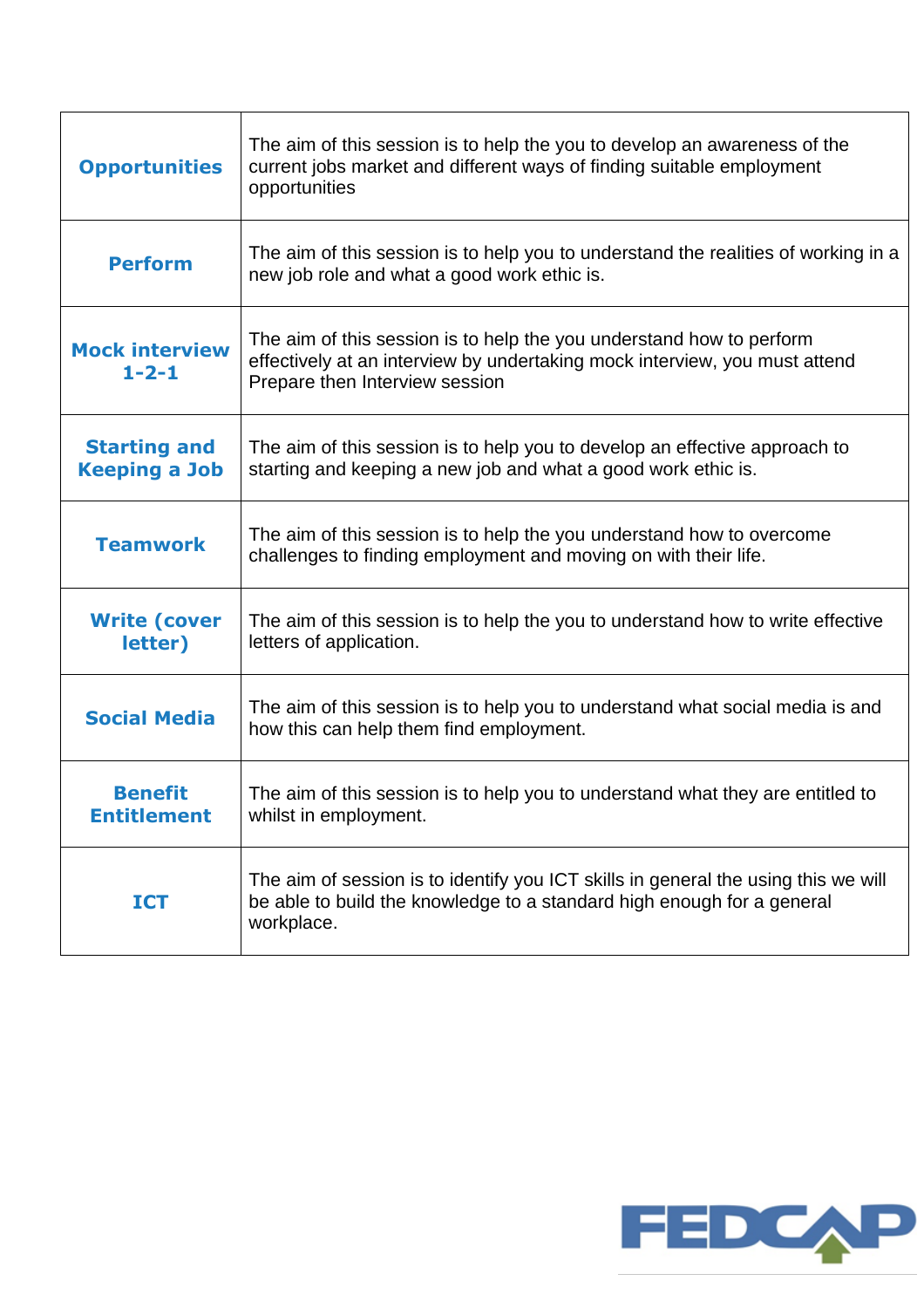| | |
|---|---|
| **Opportunities** | The aim of this session is to help the you to develop an awareness of the current jobs market and different ways of finding suitable employment opportunities |
| **Perform** | The aim of this session is to help you to understand the realities of working in a new job role and what a good work ethic is. |
| **Mock interview 1-2-1** | The aim of this session is to help the you understand how to perform effectively at an interview by undertaking mock interview, you must attend Prepare then Interview session |
| **Starting and Keeping a Job** | The aim of this session is to help you to develop an effective approach to starting and keeping a new job and what a good work ethic is. |
| **Teamwork** | The aim of this session is to help the you understand how to overcome challenges to finding employment and moving on with their life. |
| **Write (cover letter)** | The aim of this session is to help the you to understand how to write effective letters of application. |
| **Social Media** | The aim of this session is to help you to understand what social media is and how this can help them find employment. |
| **Benefit Entitlement** | The aim of this session is to help you to understand what they are entitled to whilst in employment. |
| **ICT** | The aim of session is to identify you ICT skills in general the using this we will be able to build the knowledge to a standard high enough for a general workplace. |

FEDCAP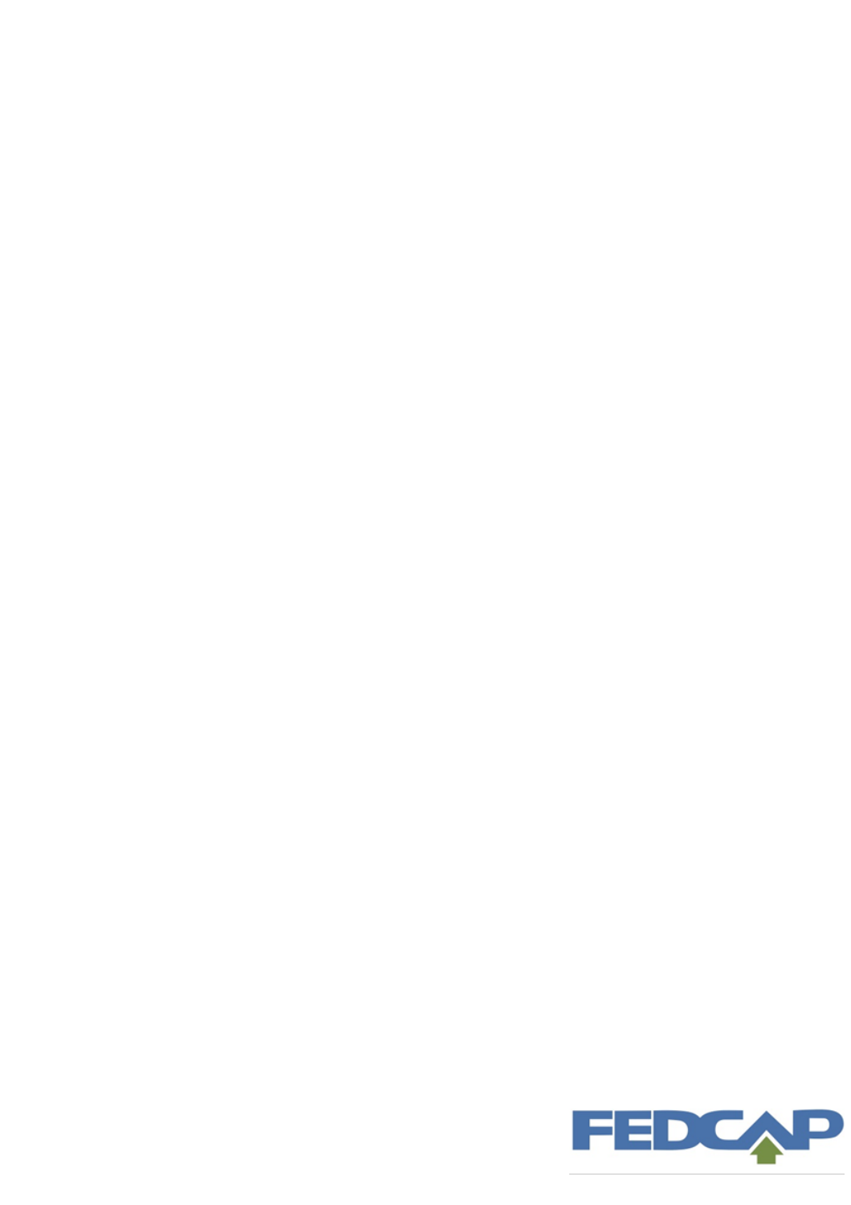FEDCAP